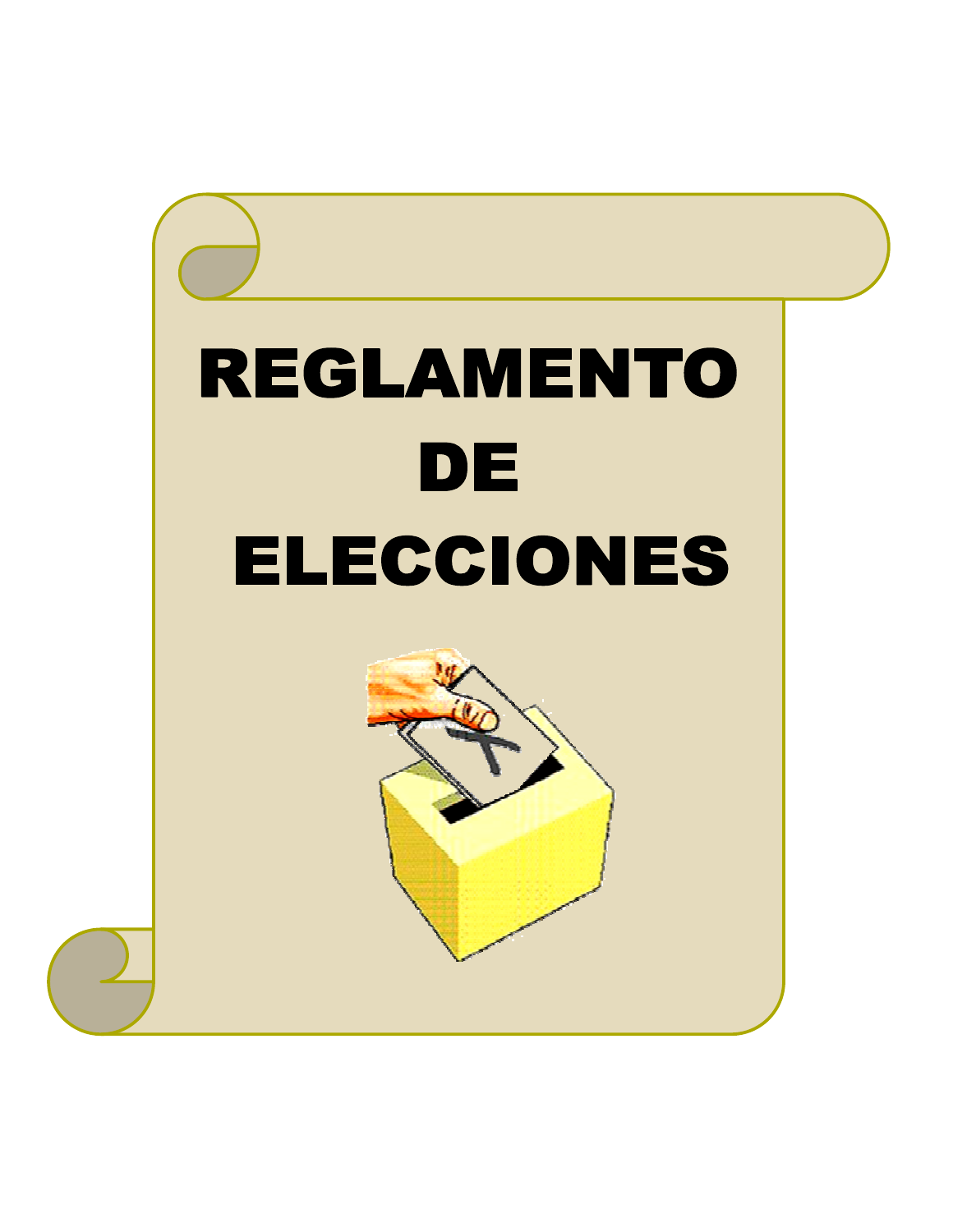# REGLAMENTO DE ELECCIONES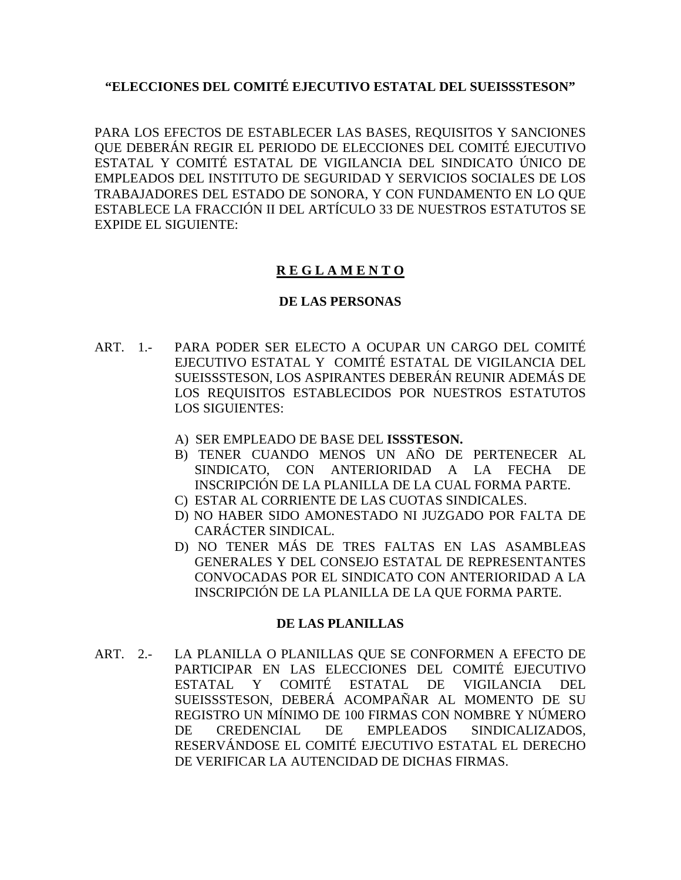**“ELECCIONES DEL COMITÉ EJECUTIVO ESTATAL DEL SUEISSSTESON”**

PARA LOS EFECTOS DE ESTABLECER LAS BASES, REQUISITOS Y SANCIONES QUE DEBERÁN REGIR EL PERIODO DE ELECCIONES DEL COMITÉ EJECUTIVO ESTATAL Y COMITÉ ESTATAL DE VIGILANCIA DEL SINDICATO ÚNICO DE EMPLEADOS DEL INSTITUTO DE SEGURIDAD Y SERVICIOS SOCIALES DE LOS TRABAJADORES DEL ESTADO DE SONORA, Y CON FUNDAMENTO EN LO QUE ESTABLECE LA FRACCIÓN II DEL ARTÍCULO 33 DE NUESTROS ESTATUTOS SE EXPIDE EL SIGUIENTE:

# R E G L A M E N T O

## DE LAS PERSONAS

ART. 1.- PARA PODER SER ELECTO A OCUPAR UN CARGO DEL COMITÉ EJECUTIVO ESTATAL Y COMITÉ ESTATAL DE VIGILANCIA DEL SUEISSSTESON, LOS ASPIRANTES DEBERÁN REUNIR ADEMÁS DE LOS REQUISITOS ESTABLECIDOS POR NUESTROS ESTATUTOS LOS SIGUIENTES:

A) SER EMPLEADO DE BASE DEL **ISSSTESON.**
B) TENER CUANDO MENOS UN AÑO DE PERTENECER AL SINDICATO, CON ANTERIORIDAD A LA FECHA DE INSCRIPCIÓN DE LA PLANILLA DE LA CUAL FORMA PARTE.
C) ESTAR AL CORRIENTE DE LAS CUOTAS SINDICALES.
D) NO HABER SIDO AMONESTADO NI JUZGADO POR FALTA DE CARÁCTER SINDICAL.
D) NO TENER MÁS DE TRES FALTAS EN LAS ASAMBLEAS GENERALES Y DEL CONSEJO ESTATAL DE REPRESENTANTES CONVOCADAS POR EL SINDICATO CON ANTERIORIDAD A LA INSCRIPCIÓN DE LA PLANILLA DE LA QUE FORMA PARTE.

## DE LAS PLANILLAS

ART. 2.- LA PLANILLA O PLANILLAS QUE SE CONFORMEN A EFECTO DE PARTICIPAR EN LAS ELECCIONES DEL COMITÉ EJECUTIVO ESTATAL Y COMITÉ ESTATAL DE VIGILANCIA DEL SUEISSSTESON, DEBERÁ ACOMPAÑAR AL MOMENTO DE SU REGISTRO UN MÍNIMO DE 100 FIRMAS CON NOMBRE Y NÚMERO DE CREDENCIAL DE EMPLEADOS SINDICALIZADOS, RESERVÁNDOSE EL COMITÉ EJECUTIVO ESTATAL EL DERECHO DE VERIFICAR LA AUTENCIDAD DE DICHAS FIRMAS.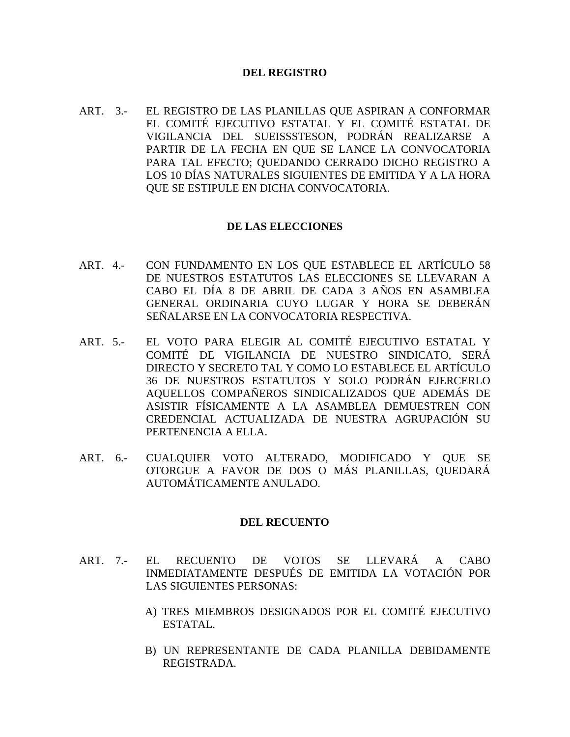## DEL REGISTRO

ART. 3.- EL REGISTRO DE LAS PLANILLAS QUE ASPIRAN A CONFORMAR EL COMITÉ EJECUTIVO ESTATAL Y EL COMITÉ ESTATAL DE VIGILANCIA DEL SUEISSSTESON, PODRÁN REALIZARSE A PARTIR DE LA FECHA EN QUE SE LANCE LA CONVOCATORIA PARA TAL EFECTO; QUEDANDO CERRADO DICHO REGISTRO A LOS 10 DÍAS NATURALES SIGUIENTES DE EMITIDA Y A LA HORA QUE SE ESTIPULE EN DICHA CONVOCATORIA.

## DE LAS ELECCIONES

ART. 4.- CON FUNDAMENTO EN LOS QUE ESTABLECE EL ARTÍCULO 58 DE NUESTROS ESTATUTOS LAS ELECCIONES SE LLEVARAN A CABO EL DÍA 8 DE ABRIL DE CADA 3 AÑOS EN ASAMBLEA GENERAL ORDINARIA CUYO LUGAR Y HORA SE DEBERÁN SEÑALARSE EN LA CONVOCATORIA RESPECTIVA.

ART. 5.- EL VOTO PARA ELEGIR AL COMITÉ EJECUTIVO ESTATAL Y COMITÉ DE VIGILANCIA DE NUESTRO SINDICATO, SERÁ DIRECTO Y SECRETO TAL Y COMO LO ESTABLECE EL ARTÍCULO 36 DE NUESTROS ESTATUTOS Y SOLO PODRÁN EJERCERLO AQUELLOS COMPAÑEROS SINDICALIZADOS QUE ADEMÁS DE ASISTIR FÍSICAMENTE A LA ASAMBLEA DEMUESTREN CON CREDENCIAL ACTUALIZADA DE NUESTRA AGRUPACIÓN SU PERTENENCIA A ELLA.

ART. 6.- CUALQUIER VOTO ALTERADO, MODIFICADO Y QUE SE OTORGUE A FAVOR DE DOS O MÁS PLANILLAS, QUEDARÁ AUTOMÁTICAMENTE ANULADO.

## DEL RECUENTO

ART. 7.- EL RECUENTO DE VOTOS SE LLEVARÁ A CABO INMEDIATAMENTE DESPUÉS DE EMITIDA LA VOTACIÓN POR LAS SIGUIENTES PERSONAS:

A) TRES MIEMBROS DESIGNADOS POR EL COMITÉ EJECUTIVO ESTATAL.

B) UN REPRESENTANTE DE CADA PLANILLA DEBIDAMENTE REGISTRADA.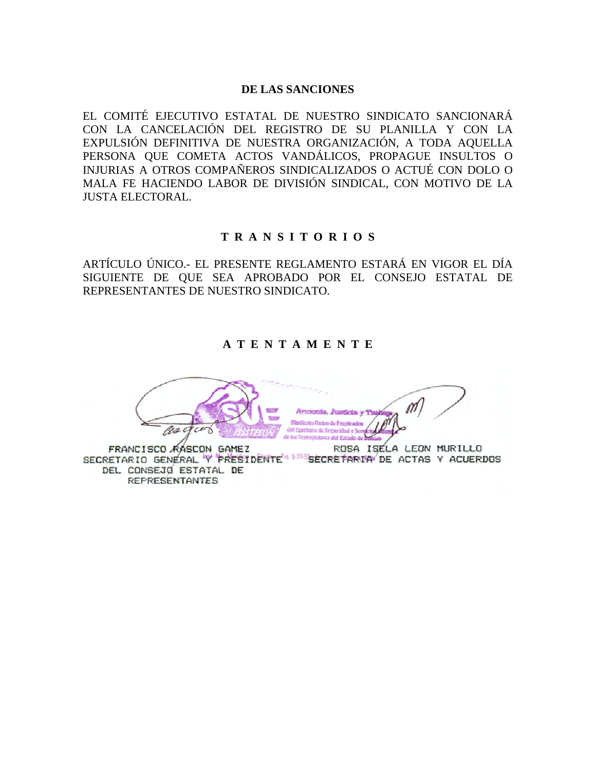## DE LAS SANCIONES

EL COMITÉ EJECUTIVO ESTATAL DE NUESTRO SINDICATO SANCIONARÁ CON LA CANCELACIÓN DEL REGISTRO DE SU PLANILLA Y CON LA EXPULSIÓN DEFINITIVA DE NUESTRA ORGANIZACIÓN, A TODA AQUELLA PERSONA QUE COMETA ACTOS VANDÁLICOS, PROPAGUE INSULTOS O INJURIAS A OTROS COMPAÑEROS SINDICALIZADOS O ACTUÉ CON DOLO O MALA FE HACIENDO LABOR DE DIVISIÓN SINDICAL, CON MOTIVO DE LA JUSTA ELECTORAL.

## T R A N S I T O R I O S

ARTÍCULO ÚNICO.- EL PRESENTE REGLAMENTO ESTARÁ EN VIGOR EL DÍA SIGUIENTE DE QUE SEA APROBADO POR EL CONSEJO ESTATAL DE REPRESENTANTES DE NUESTRO SINDICATO.

**A T E N T A M E N T E**

Armonía, Justicia y Trabajo
Sindicato Único de Empleados del Instituto de Seguridad y Servicios Sociales de los Trabajadores del Estado de Sonora

FRANCISCO RASCON GAMEZ
SECRETARIO GENERAL Y PRESIDENTE DEL CONSEJO ESTATAL DE REPRESENTANTES

ROSA ISELA LEON MURILLO
SECRETARIA DE ACTAS Y ACUERDOS